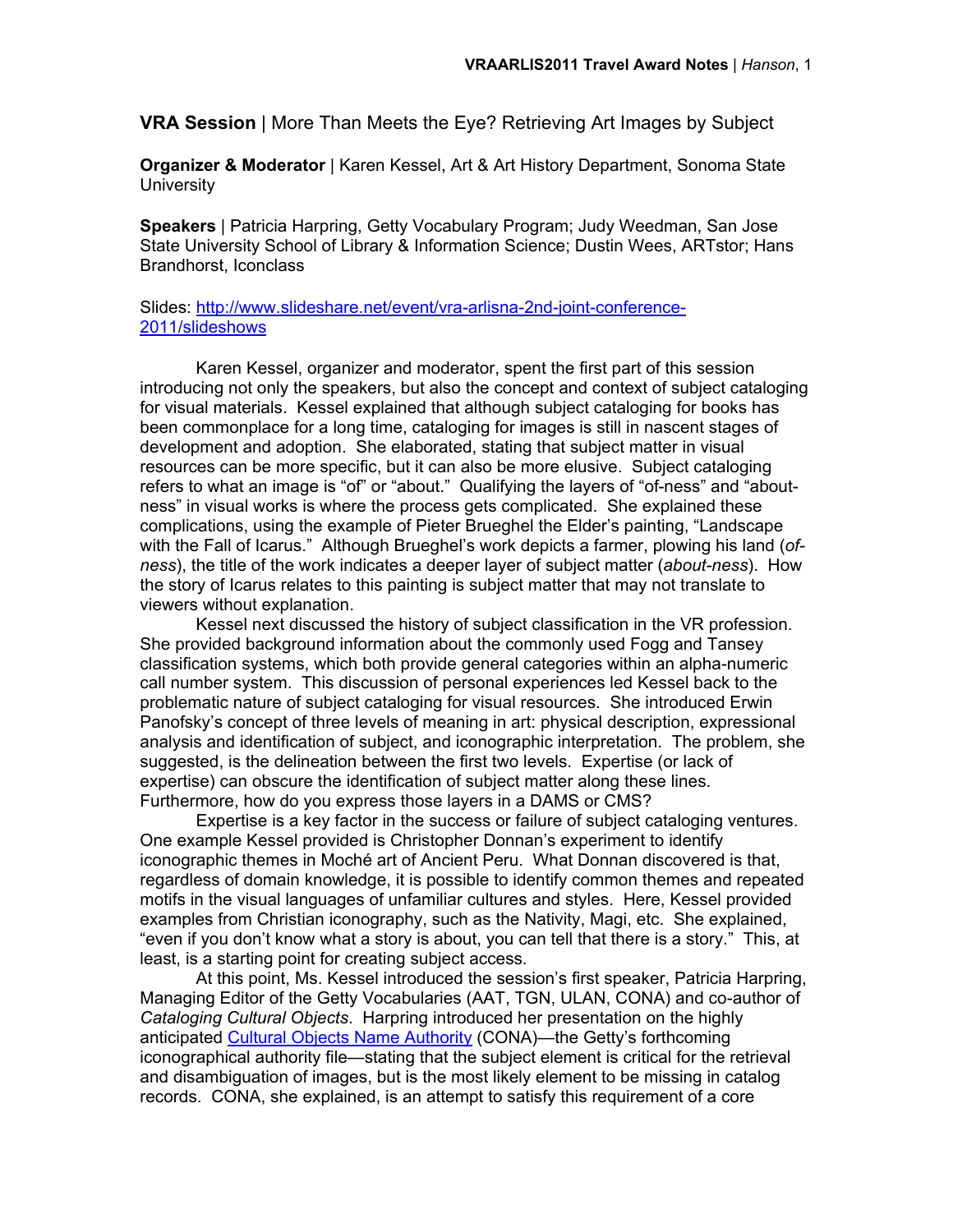**VRA Session** | More Than Meets the Eye? Retrieving Art Images by Subject

**Organizer & Moderator** | Karen Kessel, Art & Art History Department, Sonoma State University

**Speakers** | Patricia Harpring, Getty Vocabulary Program; Judy Weedman, San Jose State University School of Library & Information Science; Dustin Wees, ARTstor; Hans Brandhorst, Iconclass

Slides: [http://www.slideshare.net/event/vra-arlisna-2nd-joint-conference-2011/slideshows](http://www.slideshare.net/event/vra-arlisna-2nd-joint-conference-2011/slideshows)

Karen Kessel, organizer and moderator, spent the first part of this session introducing not only the speakers, but also the concept and context of subject cataloging for visual materials. Kessel explained that although subject cataloging for books has been commonplace for a long time, cataloging for images is still in nascent stages of development and adoption. She elaborated, stating that subject matter in visual resources can be more specific, but it can also be more elusive. Subject cataloging refers to what an image is "of" or "about." Qualifying the layers of "of-ness" and "about-ness" in visual works is where the process gets complicated. She explained these complications, using the example of Pieter Brueghel the Elder's painting, "Landscape with the Fall of Icarus." Although Brueghel's work depicts a farmer, plowing his land (*of-ness*), the title of the work indicates a deeper layer of subject matter (*about-ness*). How the story of Icarus relates to this painting is subject matter that may not translate to viewers without explanation.

Kessel next discussed the history of subject classification in the VR profession. She provided background information about the commonly used Fogg and Tansey classification systems, which both provide general categories within an alpha-numeric call number system. This discussion of personal experiences led Kessel back to the problematic nature of subject cataloging for visual resources. She introduced Erwin Panofsky's concept of three levels of meaning in art: physical description, expressional analysis and identification of subject, and iconographic interpretation. The problem, she suggested, is the delineation between the first two levels. Expertise (or lack of expertise) can obscure the identification of subject matter along these lines. Furthermore, how do you express those layers in a DAMS or CMS?

Expertise is a key factor in the success or failure of subject cataloging ventures. One example Kessel provided is Christopher Donnan's experiment to identify iconographic themes in Moché art of Ancient Peru. What Donnan discovered is that, regardless of domain knowledge, it is possible to identify common themes and repeated motifs in the visual languages of unfamiliar cultures and styles. Here, Kessel provided examples from Christian iconography, such as the Nativity, Magi, etc. She explained, "even if you don't know what a story is about, you can tell that there is a story." This, at least, is a starting point for creating subject access.

At this point, Ms. Kessel introduced the session's first speaker, Patricia Harpring, Managing Editor of the Getty Vocabularies (AAT, TGN, ULAN, CONA) and co-author of *Cataloging Cultural Objects*. Harpring introduced her presentation on the highly anticipated [Cultural Objects Name Authority](#) (CONA)—the Getty's forthcoming iconographical authority file—stating that the subject element is critical for the retrieval and disambiguation of images, but is the most likely element to be missing in catalog records. CONA, she explained, is an attempt to satisfy this requirement of a core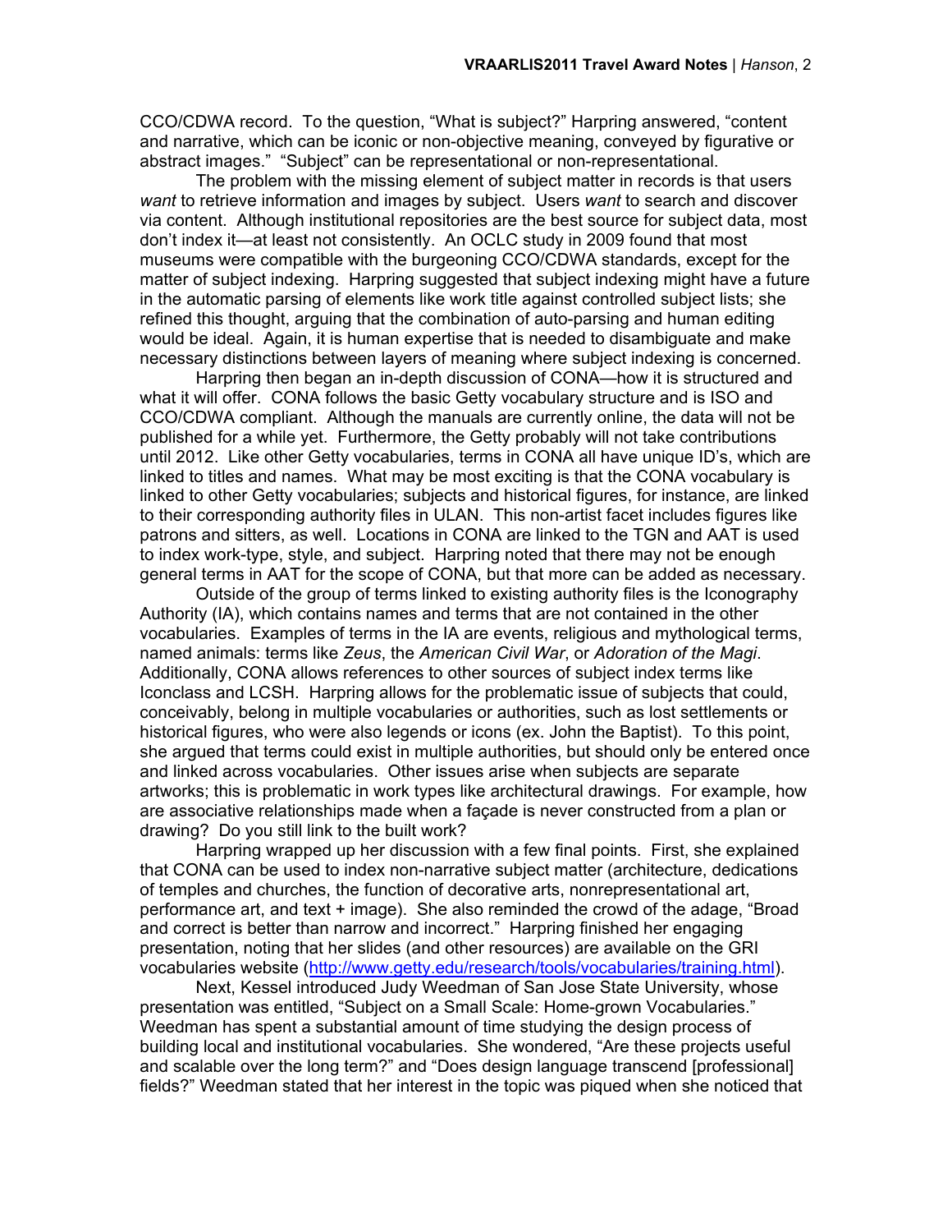CCO/CDWA record. To the question, "What is subject?" Harpring answered, "content and narrative, which can be iconic or non-objective meaning, conveyed by figurative or abstract images." "Subject" can be representational or non-representational.

The problem with the missing element of subject matter in records is that users *want* to retrieve information and images by subject. Users *want* to search and discover via content. Although institutional repositories are the best source for subject data, most don't index it—at least not consistently. An OCLC study in 2009 found that most museums were compatible with the burgeoning CCO/CDWA standards, except for the matter of subject indexing. Harpring suggested that subject indexing might have a future in the automatic parsing of elements like work title against controlled subject lists; she refined this thought, arguing that the combination of auto-parsing and human editing would be ideal. Again, it is human expertise that is needed to disambiguate and make necessary distinctions between layers of meaning where subject indexing is concerned.

Harpring then began an in-depth discussion of CONA—how it is structured and what it will offer. CONA follows the basic Getty vocabulary structure and is ISO and CCO/CDWA compliant. Although the manuals are currently online, the data will not be published for a while yet. Furthermore, the Getty probably will not take contributions until 2012. Like other Getty vocabularies, terms in CONA all have unique ID's, which are linked to titles and names. What may be most exciting is that the CONA vocabulary is linked to other Getty vocabularies; subjects and historical figures, for instance, are linked to their corresponding authority files in ULAN. This non-artist facet includes figures like patrons and sitters, as well. Locations in CONA are linked to the TGN and AAT is used to index work-type, style, and subject. Harpring noted that there may not be enough general terms in AAT for the scope of CONA, but that more can be added as necessary.

Outside of the group of terms linked to existing authority files is the Iconography Authority (IA), which contains names and terms that are not contained in the other vocabularies. Examples of terms in the IA are events, religious and mythological terms, named animals: terms like *Zeus*, the *American Civil War*, or *Adoration of the Magi*. Additionally, CONA allows references to other sources of subject index terms like Iconclass and LCSH. Harpring allows for the problematic issue of subjects that could, conceivably, belong in multiple vocabularies or authorities, such as lost settlements or historical figures, who were also legends or icons (ex. John the Baptist). To this point, she argued that terms could exist in multiple authorities, but should only be entered once and linked across vocabularies. Other issues arise when subjects are separate artworks; this is problematic in work types like architectural drawings. For example, how are associative relationships made when a façade is never constructed from a plan or drawing? Do you still link to the built work?

Harpring wrapped up her discussion with a few final points. First, she explained that CONA can be used to index non-narrative subject matter (architecture, dedications of temples and churches, the function of decorative arts, nonrepresentational art, performance art, and text + image). She also reminded the crowd of the adage, "Broad and correct is better than narrow and incorrect." Harpring finished her engaging presentation, noting that her slides (and other resources) are available on the GRI vocabularies website (http://www.getty.edu/research/tools/vocabularies/training.html).

Next, Kessel introduced Judy Weedman of San Jose State University, whose presentation was entitled, "Subject on a Small Scale: Home-grown Vocabularies." Weedman has spent a substantial amount of time studying the design process of building local and institutional vocabularies. She wondered, "Are these projects useful and scalable over the long term?" and "Does design language transcend [professional] fields?" Weedman stated that her interest in the topic was piqued when she noticed that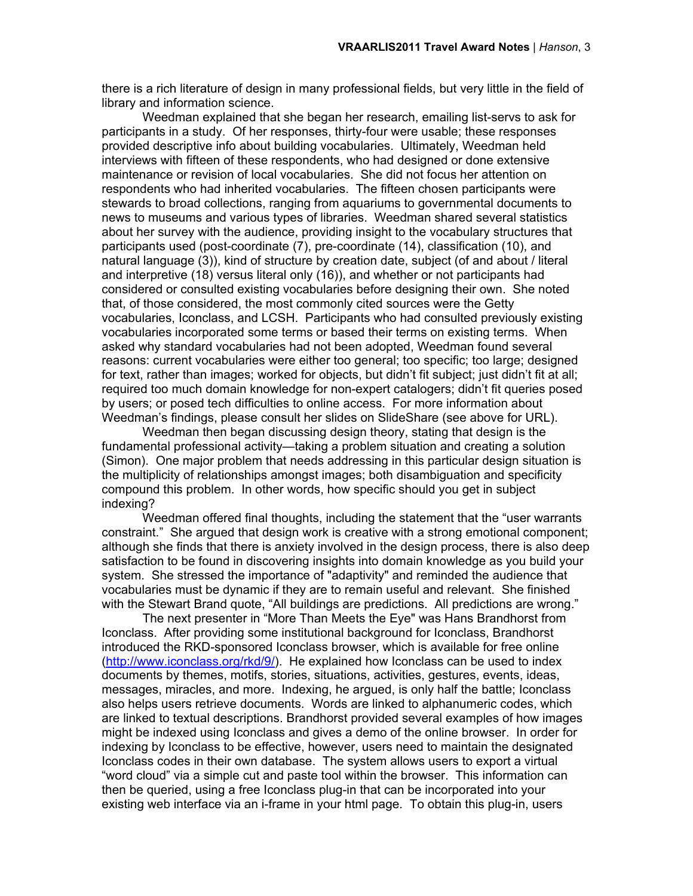there is a rich literature of design in many professional fields, but very little in the field of library and information science.

Weedman explained that she began her research, emailing list-servs to ask for participants in a study. Of her responses, thirty-four were usable; these responses provided descriptive info about building vocabularies. Ultimately, Weedman held interviews with fifteen of these respondents, who had designed or done extensive maintenance or revision of local vocabularies. She did not focus her attention on respondents who had inherited vocabularies. The fifteen chosen participants were stewards to broad collections, ranging from aquariums to governmental documents to news to museums and various types of libraries. Weedman shared several statistics about her survey with the audience, providing insight to the vocabulary structures that participants used (post-coordinate (7), pre-coordinate (14), classification (10), and natural language (3)), kind of structure by creation date, subject (of and about / literal and interpretive (18) versus literal only (16)), and whether or not participants had considered or consulted existing vocabularies before designing their own. She noted that, of those considered, the most commonly cited sources were the Getty vocabularies, Iconclass, and LCSH. Participants who had consulted previously existing vocabularies incorporated some terms or based their terms on existing terms. When asked why standard vocabularies had not been adopted, Weedman found several reasons: current vocabularies were either too general; too specific; too large; designed for text, rather than images; worked for objects, but didn't fit subject; just didn't fit at all; required too much domain knowledge for non-expert catalogers; didn't fit queries posed by users; or posed tech difficulties to online access. For more information about Weedman's findings, please consult her slides on SlideShare (see above for URL).

Weedman then began discussing design theory, stating that design is the fundamental professional activity—taking a problem situation and creating a solution (Simon). One major problem that needs addressing in this particular design situation is the multiplicity of relationships amongst images; both disambiguation and specificity compound this problem. In other words, how specific should you get in subject indexing?

Weedman offered final thoughts, including the statement that the "user warrants constraint." She argued that design work is creative with a strong emotional component; although she finds that there is anxiety involved in the design process, there is also deep satisfaction to be found in discovering insights into domain knowledge as you build your system. She stressed the importance of "adaptivity" and reminded the audience that vocabularies must be dynamic if they are to remain useful and relevant. She finished with the Stewart Brand quote, "All buildings are predictions. All predictions are wrong."

The next presenter in "More Than Meets the Eye" was Hans Brandhorst from Iconclass. After providing some institutional background for Iconclass, Brandhorst introduced the RKD-sponsored Iconclass browser, which is available for free online (http://www.iconclass.org/rkd/9/). He explained how Iconclass can be used to index documents by themes, motifs, stories, situations, activities, gestures, events, ideas, messages, miracles, and more. Indexing, he argued, is only half the battle; Iconclass also helps users retrieve documents. Words are linked to alphanumeric codes, which are linked to textual descriptions. Brandhorst provided several examples of how images might be indexed using Iconclass and gives a demo of the online browser. In order for indexing by Iconclass to be effective, however, users need to maintain the designated Iconclass codes in their own database. The system allows users to export a virtual "word cloud" via a simple cut and paste tool within the browser. This information can then be queried, using a free Iconclass plug-in that can be incorporated into your existing web interface via an i-frame in your html page. To obtain this plug-in, users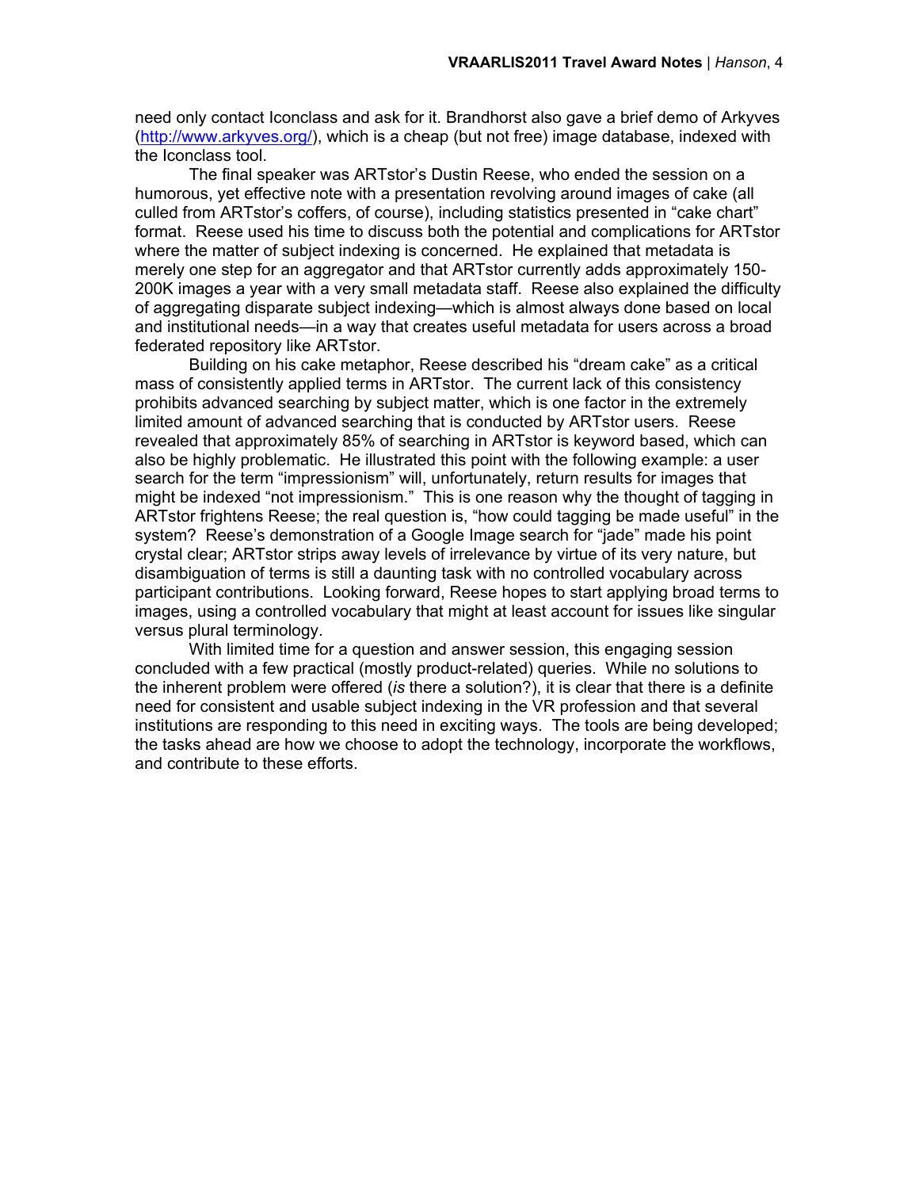need only contact Iconclass and ask for it. Brandhorst also gave a brief demo of Arkyves (http://www.arkyves.org/), which is a cheap (but not free) image database, indexed with the Iconclass tool.

The final speaker was ARTstor's Dustin Reese, who ended the session on a humorous, yet effective note with a presentation revolving around images of cake (all culled from ARTstor's coffers, of course), including statistics presented in "cake chart" format. Reese used his time to discuss both the potential and complications for ARTstor where the matter of subject indexing is concerned. He explained that metadata is merely one step for an aggregator and that ARTstor currently adds approximately 150-200K images a year with a very small metadata staff. Reese also explained the difficulty of aggregating disparate subject indexing—which is almost always done based on local and institutional needs—in a way that creates useful metadata for users across a broad federated repository like ARTstor.

Building on his cake metaphor, Reese described his "dream cake" as a critical mass of consistently applied terms in ARTstor. The current lack of this consistency prohibits advanced searching by subject matter, which is one factor in the extremely limited amount of advanced searching that is conducted by ARTstor users. Reese revealed that approximately 85% of searching in ARTstor is keyword based, which can also be highly problematic. He illustrated this point with the following example: a user search for the term "impressionism" will, unfortunately, return results for images that might be indexed "not impressionism." This is one reason why the thought of tagging in ARTstor frightens Reese; the real question is, "how could tagging be made useful" in the system? Reese's demonstration of a Google Image search for "jade" made his point crystal clear; ARTstor strips away levels of irrelevance by virtue of its very nature, but disambiguation of terms is still a daunting task with no controlled vocabulary across participant contributions. Looking forward, Reese hopes to start applying broad terms to images, using a controlled vocabulary that might at least account for issues like singular versus plural terminology.

With limited time for a question and answer session, this engaging session concluded with a few practical (mostly product-related) queries. While no solutions to the inherent problem were offered (*is* there a solution?), it is clear that there is a definite need for consistent and usable subject indexing in the VR profession and that several institutions are responding to this need in exciting ways. The tools are being developed; the tasks ahead are how we choose to adopt the technology, incorporate the workflows, and contribute to these efforts.